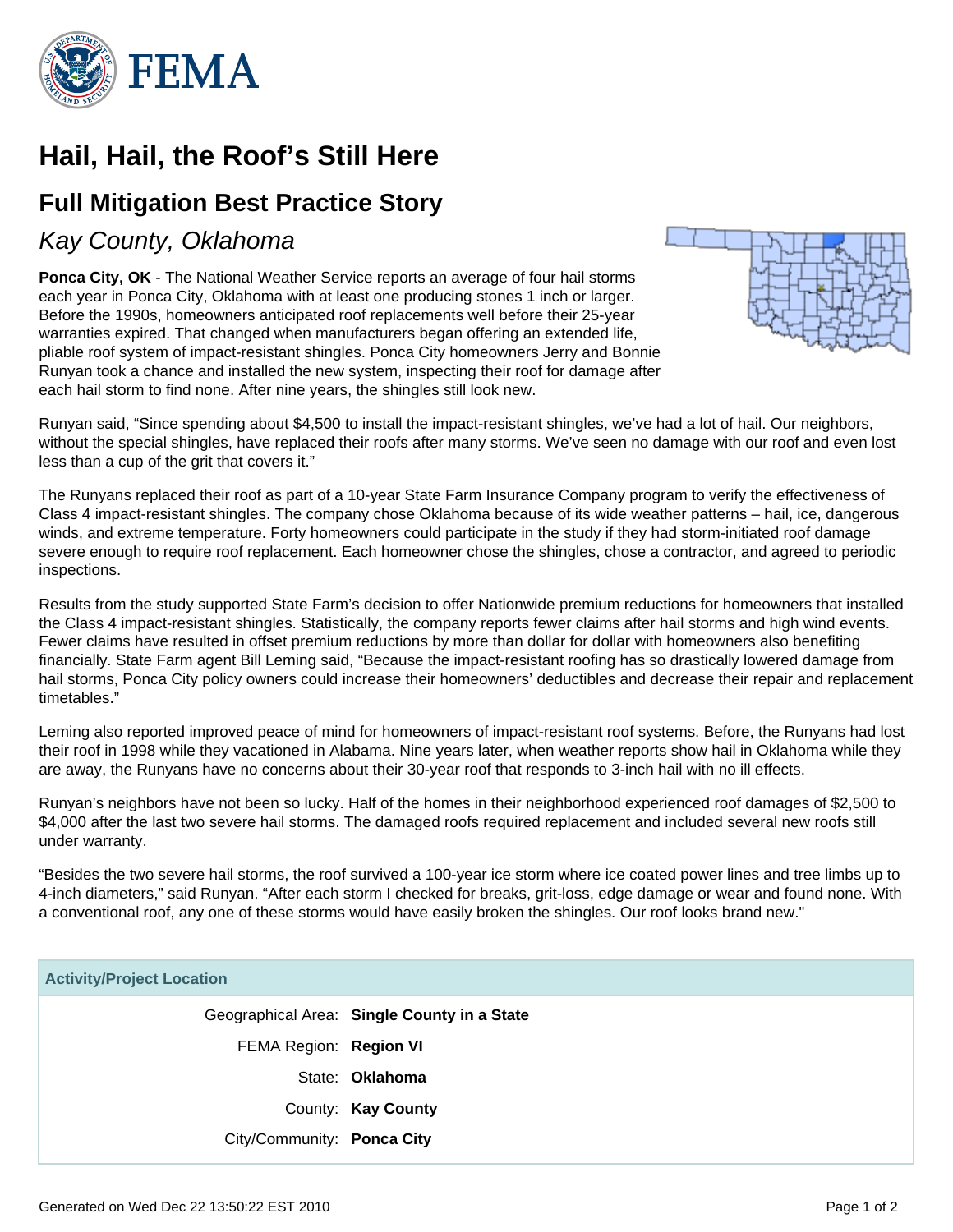# Hail, Hail, the Roof's Still Here

## Full Mitigation Best Practice Story

### *Kay County, Oklahoma*

**Ponca City, OK** - The National Weather Service reports an average of four hail storms each year in Ponca City, Oklahoma with at least one producing stones 1 inch or larger. Before the 1990s, homeowners anticipated roof replacements well before their 25-year warranties expired. That changed when manufacturers began offering an extended life, pliable roof system of impact-resistant shingles. Ponca City homeowners Jerry and Bonnie Runyan took a chance and installed the new system, inspecting their roof for damage after each hail storm to find none. After nine years, the shingles still look new.

Runyan said, "Since spending about $4,500 to install the impact-resistant shingles, we've had a lot of hail. Our neighbors, without the special shingles, have replaced their roofs after many storms. We've seen no damage with our roof and even lost less than a cup of the grit that covers it."

The Runyans replaced their roof as part of a 10-year State Farm Insurance Company program to verify the effectiveness of Class 4 impact-resistant shingles. The company chose Oklahoma because of its wide weather patterns – hail, ice, dangerous winds, and extreme temperature. Forty homeowners could participate in the study if they had storm-initiated roof damage severe enough to require roof replacement. Each homeowner chose the shingles, chose a contractor, and agreed to periodic inspections.

Results from the study supported State Farm's decision to offer Nationwide premium reductions for homeowners that installed the Class 4 impact-resistant shingles. Statistically, the company reports fewer claims after hail storms and high wind events. Fewer claims have resulted in offset premium reductions by more than dollar for dollar with homeowners also benefiting financially. State Farm agent Bill Leming said, "Because the impact-resistant roofing has so drastically lowered damage from hail storms, Ponca City policy owners could increase their homeowners' deductibles and decrease their repair and replacement timetables."

Leming also reported improved peace of mind for homeowners of impact-resistant roof systems. Before, the Runyans had lost their roof in 1998 while they vacationed in Alabama. Nine years later, when weather reports show hail in Oklahoma while they are away, the Runyans have no concerns about their 30-year roof that responds to 3-inch hail with no ill effects.

Runyan's neighbors have not been so lucky. Half of the homes in their neighborhood experienced roof damages of $2,500 to $4,000 after the last two severe hail storms. The damaged roofs required replacement and included several new roofs still under warranty.

"Besides the two severe hail storms, the roof survived a 100-year ice storm where ice coated power lines and tree limbs up to 4-inch diameters," said Runyan. "After each storm I checked for breaks, grit-loss, edge damage or wear and found none. With a conventional roof, any one of these storms would have easily broken the shingles. Our roof looks brand new."

| Activity/Project Location | |
|---|---|
| Geographical Area: | **Single County in a State** |
| FEMA Region: | **Region VI** |
| State: | **Oklahoma** |
| County: | **Kay County** |
| City/Community: | **Ponca City** |

Generated on Wed Dec 22 13:50:22 EST 2010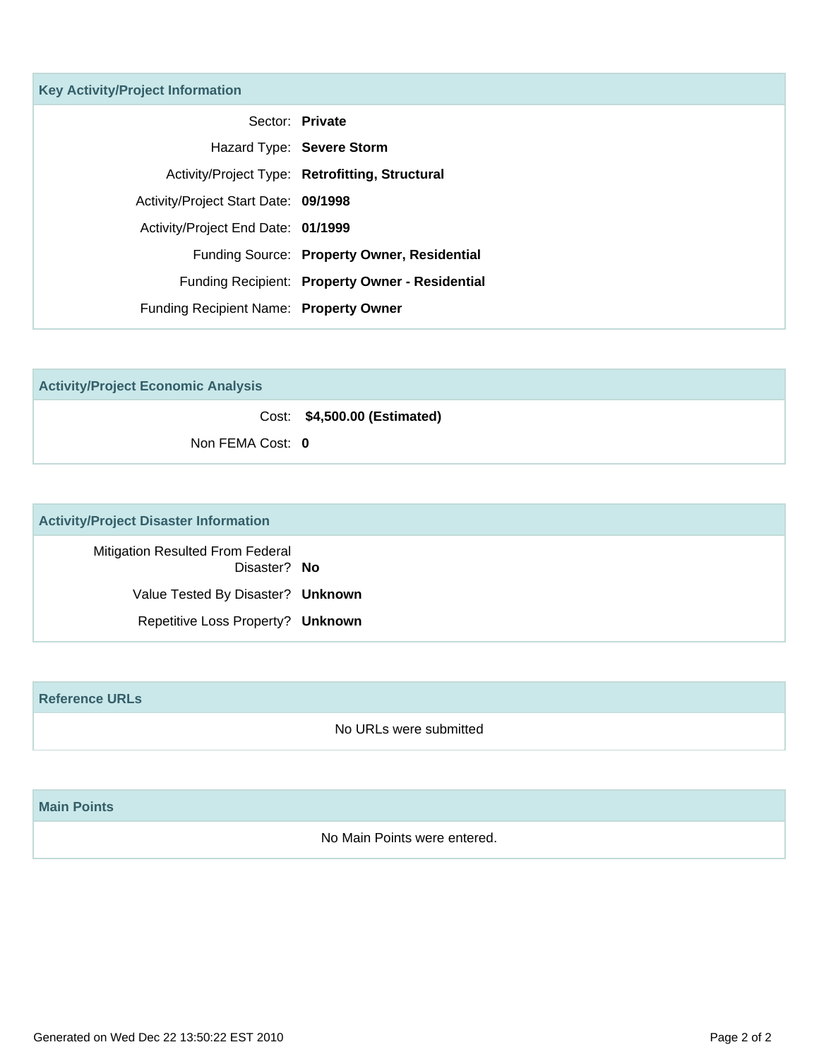## Key Activity/Project Information

Sector: **Private**

Hazard Type: **Severe Storm**

Activity/Project Type: **Retrofitting, Structural**

Activity/Project Start Date: **09/1998**

Activity/Project End Date: **01/1999**

Funding Source: **Property Owner, Residential**

Funding Recipient: **Property Owner - Residential**

Funding Recipient Name: **Property Owner**

## Activity/Project Economic Analysis

Cost: **$4,500.00 (Estimated)**

Non FEMA Cost: **0**

## Activity/Project Disaster Information

Mitigation Resulted From Federal Disaster? **No**

Value Tested By Disaster? **Unknown**

Repetitive Loss Property? **Unknown**

## Reference URLs

No URLs were submitted

## Main Points

No Main Points were entered.

Generated on Wed Dec 22 13:50:22 EST 2010